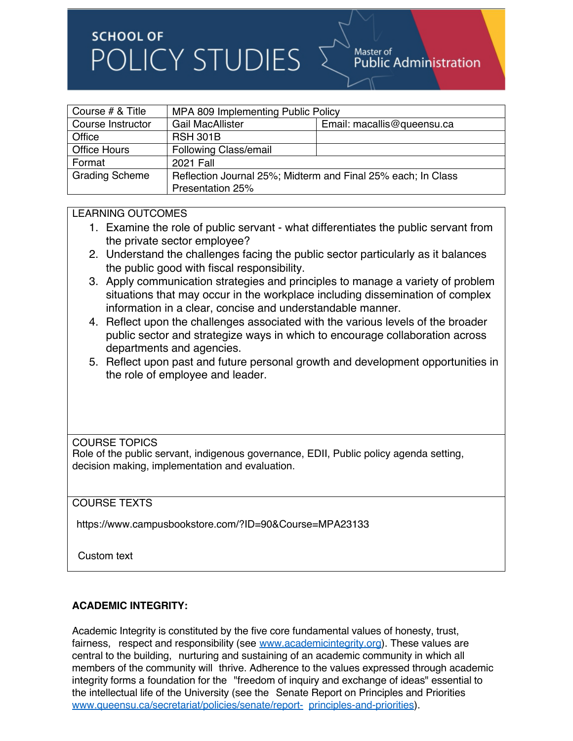SCHOOL OF

# POLICY STUDIES

Master of Public Administration

| Course # & Title | MPA 809 Implementing Public Policy | |
|---|---|---|
| Course Instructor | Gail MacAllister | Email: macallis@queensu.ca |
| Office | RSH 301B | |
| Office Hours | Following Class/email | |
| Format | 2021 Fall | |
| Grading Scheme | Reflection Journal 25%; Midterm and Final 25% each; In Class Presentation 25% | |

LEARNING OUTCOMES

1. Examine the role of public servant - what differentiates the public servant from the private sector employee?
2. Understand the challenges facing the public sector particularly as it balances the public good with fiscal responsibility.
3. Apply communication strategies and principles to manage a variety of problem situations that may occur in the workplace including dissemination of complex information in a clear, concise and understandable manner.
4. Reflect upon the challenges associated with the various levels of the broader public sector and strategize ways in which to encourage collaboration across departments and agencies.
5. Reflect upon past and future personal growth and development opportunities in the role of employee and leader.

COURSE TOPICS

Role of the public servant, indigenous governance, EDII, Public policy agenda setting, decision making, implementation and evaluation.

COURSE TEXTS

https://www.campusbookstore.com/?ID=90&Course=MPA23133

Custom text

**ACADEMIC INTEGRITY:**

Academic Integrity is constituted by the five core fundamental values of honesty, trust, fairness, respect and responsibility (see www.academicintegrity.org). These values are central to the building, nurturing and sustaining of an academic community in which all members of the community will thrive. Adherence to the values expressed through academic integrity forms a foundation for the "freedom of inquiry and exchange of ideas" essential to the intellectual life of the University (see the Senate Report on Principles and Priorities www.queensu.ca/secretariat/policies/senate/report- principles-and-priorities).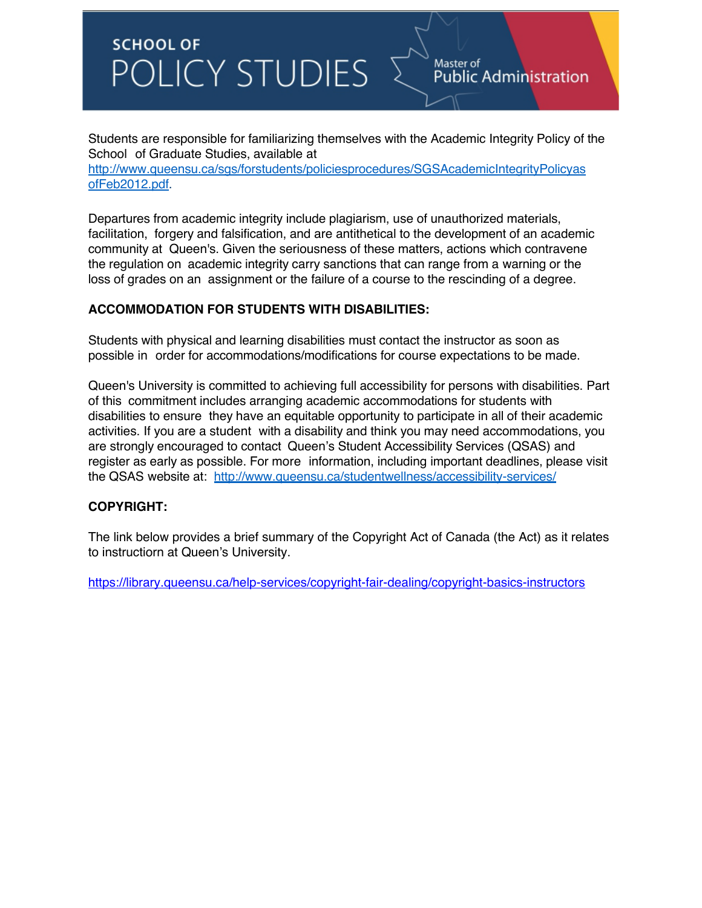Students are responsible for familiarizing themselves with the Academic Integrity Policy of the School of Graduate Studies, available at http://www.queensu.ca/sgs/forstudents/policiesprocedures/SGSAcademicIntegrityPolicyasofFeb2012.pdf.

Departures from academic integrity include plagiarism, use of unauthorized materials, facilitation, forgery and falsification, and are antithetical to the development of an academic community at Queen's. Given the seriousness of these matters, actions which contravene the regulation on academic integrity carry sanctions that can range from a warning or the loss of grades on an assignment or the failure of a course to the rescinding of a degree.

**ACCOMMODATION FOR STUDENTS WITH DISABILITIES:**

Students with physical and learning disabilities must contact the instructor as soon as possible in order for accommodations/modifications for course expectations to be made.

Queen's University is committed to achieving full accessibility for persons with disabilities. Part of this commitment includes arranging academic accommodations for students with disabilities to ensure they have an equitable opportunity to participate in all of their academic activities. If you are a student with a disability and think you may need accommodations, you are strongly encouraged to contact Queen's Student Accessibility Services (QSAS) and register as early as possible. For more information, including important deadlines, please visit the QSAS website at: http://www.queensu.ca/studentwellness/accessibility-services/

**COPYRIGHT:**

The link below provides a brief summary of the Copyright Act of Canada (the Act) as it relates to instructiorn at Queen's University.

https://library.queensu.ca/help-services/copyright-fair-dealing/copyright-basics-instructors